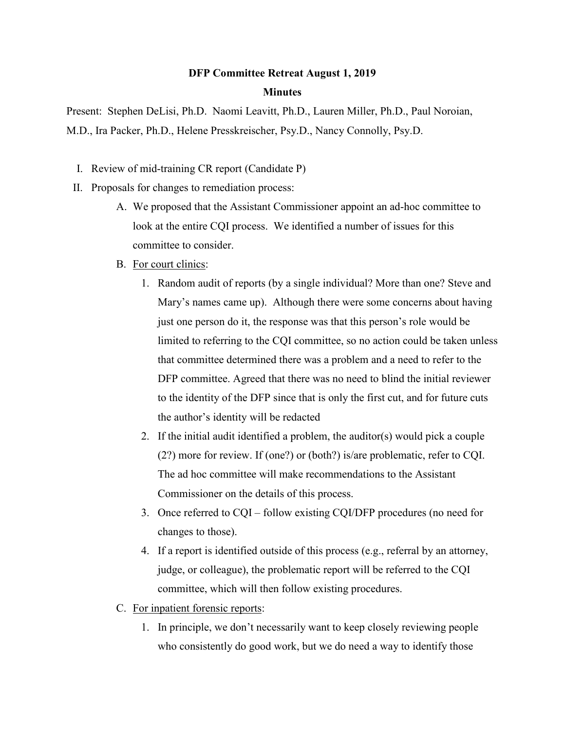**DFP Committee Retreat August 1, 2019**

**Minutes**

Present: Stephen DeLisi, Ph.D. Naomi Leavitt, Ph.D., Lauren Miller, Ph.D., Paul Noroian, M.D., Ira Packer, Ph.D., Helene Presskreischer, Psy.D., Nancy Connolly, Psy.D.

I. Review of mid-training CR report (Candidate P)

II. Proposals for changes to remediation process:

   A. We proposed that the Assistant Commissioner appoint an ad-hoc committee to look at the entire CQI process. We identified a number of issues for this committee to consider.

   B. <u>For court clinics</u>:

      1. Random audit of reports (by a single individual? More than one? Steve and Mary's names came up). Although there were some concerns about having just one person do it, the response was that this person's role would be limited to referring to the CQI committee, so no action could be taken unless that committee determined there was a problem and a need to refer to the DFP committee. Agreed that there was no need to blind the initial reviewer to the identity of the DFP since that is only the first cut, and for future cuts the author's identity will be redacted

      2. If the initial audit identified a problem, the auditor(s) would pick a couple (2?) more for review. If (one?) or (both?) is/are problematic, refer to CQI. The ad hoc committee will make recommendations to the Assistant Commissioner on the details of this process.

      3. Once referred to CQI – follow existing CQI/DFP procedures (no need for changes to those).

      4. If a report is identified outside of this process (e.g., referral by an attorney, judge, or colleague), the problematic report will be referred to the CQI committee, which will then follow existing procedures.

   C. <u>For inpatient forensic reports</u>:

      1. In principle, we don't necessarily want to keep closely reviewing people who consistently do good work, but we do need a way to identify those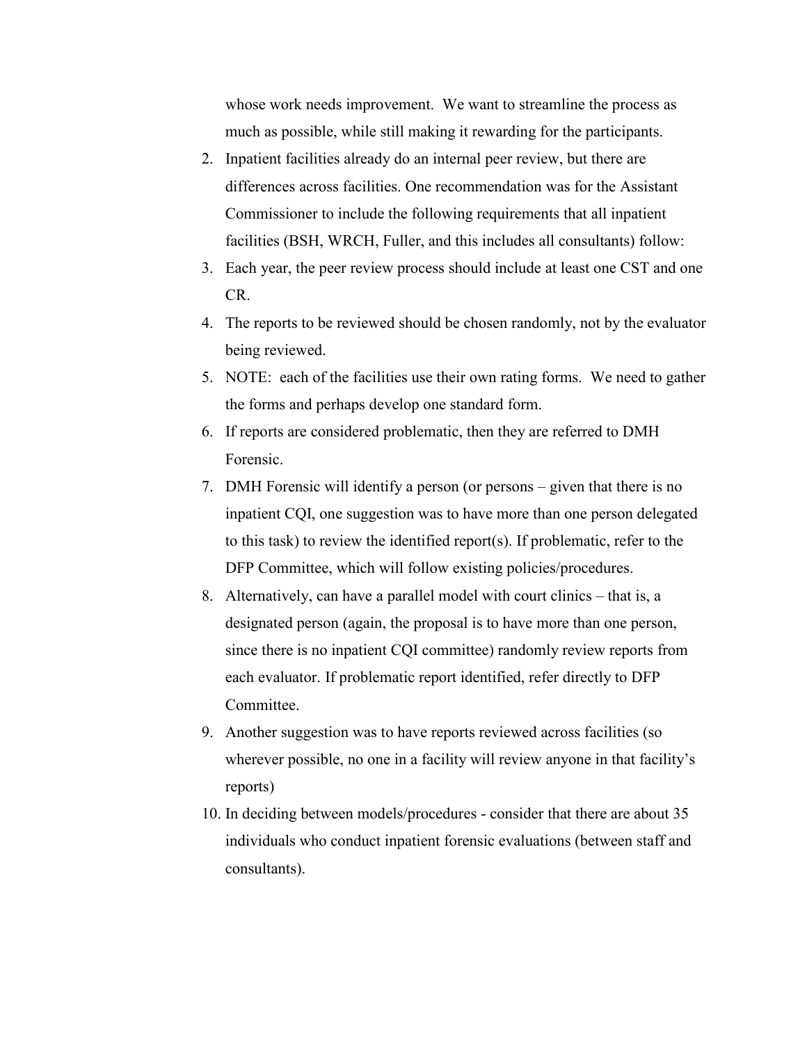whose work needs improvement. We want to streamline the process as much as possible, while still making it rewarding for the participants.

2. Inpatient facilities already do an internal peer review, but there are differences across facilities. One recommendation was for the Assistant Commissioner to include the following requirements that all inpatient facilities (BSH, WRCH, Fuller, and this includes all consultants) follow:
3. Each year, the peer review process should include at least one CST and one CR.
4. The reports to be reviewed should be chosen randomly, not by the evaluator being reviewed.
5. NOTE: each of the facilities use their own rating forms. We need to gather the forms and perhaps develop one standard form.
6. If reports are considered problematic, then they are referred to DMH Forensic.
7. DMH Forensic will identify a person (or persons – given that there is no inpatient CQI, one suggestion was to have more than one person delegated to this task) to review the identified report(s). If problematic, refer to the DFP Committee, which will follow existing policies/procedures.
8. Alternatively, can have a parallel model with court clinics – that is, a designated person (again, the proposal is to have more than one person, since there is no inpatient CQI committee) randomly review reports from each evaluator. If problematic report identified, refer directly to DFP Committee.
9. Another suggestion was to have reports reviewed across facilities (so wherever possible, no one in a facility will review anyone in that facility's reports)
10. In deciding between models/procedures - consider that there are about 35 individuals who conduct inpatient forensic evaluations (between staff and consultants).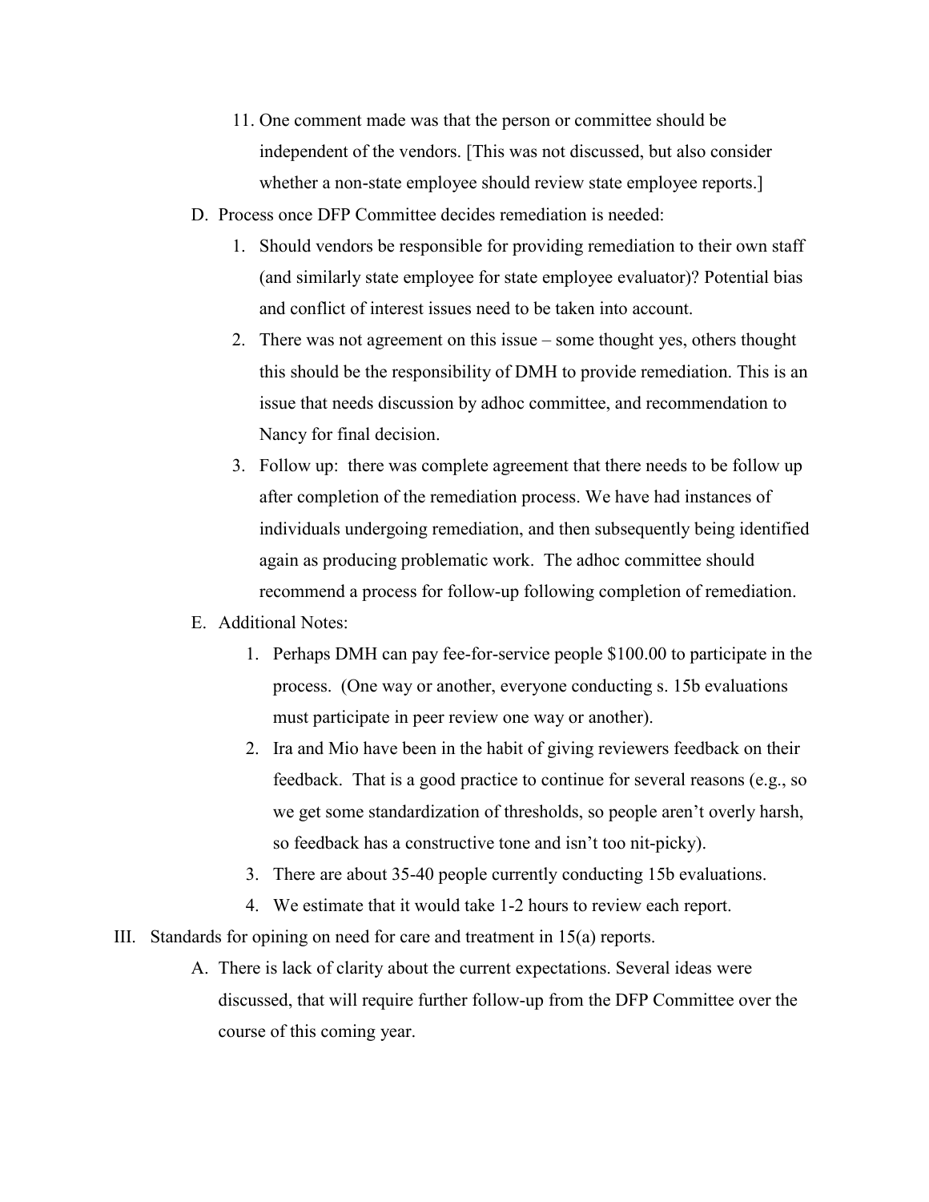11. One comment made was that the person or committee should be independent of the vendors. [This was not discussed, but also consider whether a non-state employee should review state employee reports.]

D. Process once DFP Committee decides remediation is needed:

  1. Should vendors be responsible for providing remediation to their own staff (and similarly state employee for state employee evaluator)? Potential bias and conflict of interest issues need to be taken into account.
  2. There was not agreement on this issue – some thought yes, others thought this should be the responsibility of DMH to provide remediation. This is an issue that needs discussion by adhoc committee, and recommendation to Nancy for final decision.
  3. Follow up: there was complete agreement that there needs to be follow up after completion of the remediation process. We have had instances of individuals undergoing remediation, and then subsequently being identified again as producing problematic work. The adhoc committee should recommend a process for follow-up following completion of remediation.

E. Additional Notes:

  1. Perhaps DMH can pay fee-for-service people $100.00 to participate in the process. (One way or another, everyone conducting s. 15b evaluations must participate in peer review one way or another).
  2. Ira and Mio have been in the habit of giving reviewers feedback on their feedback. That is a good practice to continue for several reasons (e.g., so we get some standardization of thresholds, so people aren't overly harsh, so feedback has a constructive tone and isn't too nit-picky).
  3. There are about 35-40 people currently conducting 15b evaluations.
  4. We estimate that it would take 1-2 hours to review each report.

III. Standards for opining on need for care and treatment in 15(a) reports.

  A. There is lack of clarity about the current expectations. Several ideas were discussed, that will require further follow-up from the DFP Committee over the course of this coming year.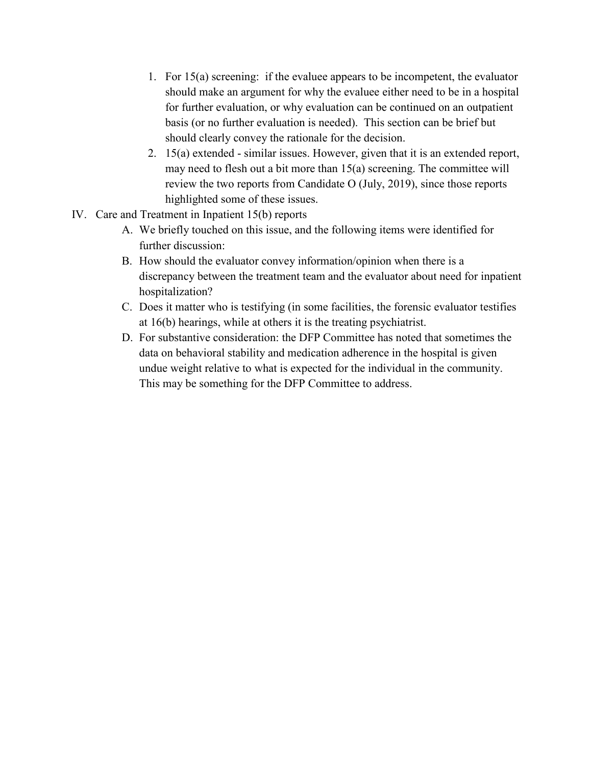1. For 15(a) screening: if the evaluee appears to be incompetent, the evaluator should make an argument for why the evaluee either need to be in a hospital for further evaluation, or why evaluation can be continued on an outpatient basis (or no further evaluation is needed). This section can be brief but should clearly convey the rationale for the decision.
2. 15(a) extended - similar issues. However, given that it is an extended report, may need to flesh out a bit more than 15(a) screening. The committee will review the two reports from Candidate O (July, 2019), since those reports highlighted some of these issues.

IV. Care and Treatment in Inpatient 15(b) reports

A. We briefly touched on this issue, and the following items were identified for further discussion:

B. How should the evaluator convey information/opinion when there is a discrepancy between the treatment team and the evaluator about need for inpatient hospitalization?

C. Does it matter who is testifying (in some facilities, the forensic evaluator testifies at 16(b) hearings, while at others it is the treating psychiatrist.

D. For substantive consideration: the DFP Committee has noted that sometimes the data on behavioral stability and medication adherence in the hospital is given undue weight relative to what is expected for the individual in the community. This may be something for the DFP Committee to address.